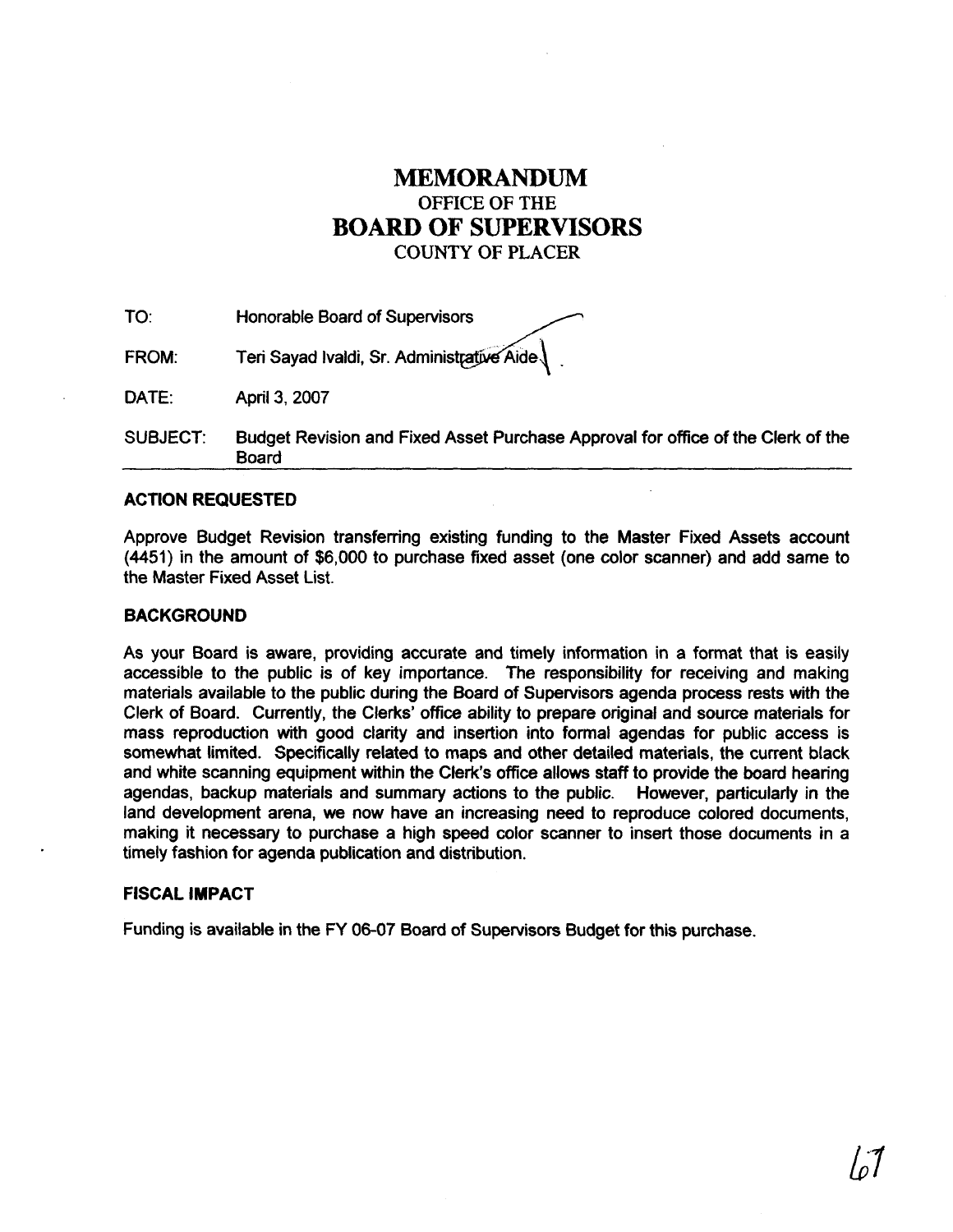# MEMORANDUM

OFFICE OF THE

# BOARD OF SUPERVISORS

COUNTY OF PLACER

TO: Honorable Board of Supervisors

FROM: Teri Sayad Ivaldi, Sr. Administrative Aide

DATE: April 3, 2007

SUBJECT: Budget Revision and Fixed Asset Purchase Approval for office of the Clerk of the Board

---

**ACTION REQUESTED**

Approve Budget Revision transferring existing funding to the Master Fixed Assets account (4451) in the amount of $6,000 to purchase fixed asset (one color scanner) and add same to the Master Fixed Asset List.

**BACKGROUND**

As your Board is aware, providing accurate and timely information in a format that is easily accessible to the public is of key importance. The responsibility for receiving and making materials available to the public during the Board of Supervisors agenda process rests with the Clerk of Board. Currently, the Clerks' office ability to prepare original and source materials for mass reproduction with good clarity and insertion into formal agendas for public access is somewhat limited. Specifically related to maps and other detailed materials, the current black and white scanning equipment within the Clerk's office allows staff to provide the board hearing agendas, backup materials and summary actions to the public. However, particularly in the land development arena, we now have an increasing need to reproduce colored documents, making it necessary to purchase a high speed color scanner to insert those documents in a timely fashion for agenda publication and distribution.

**FISCAL IMPACT**

Funding is available in the FY 06-07 Board of Supervisors Budget for this purchase.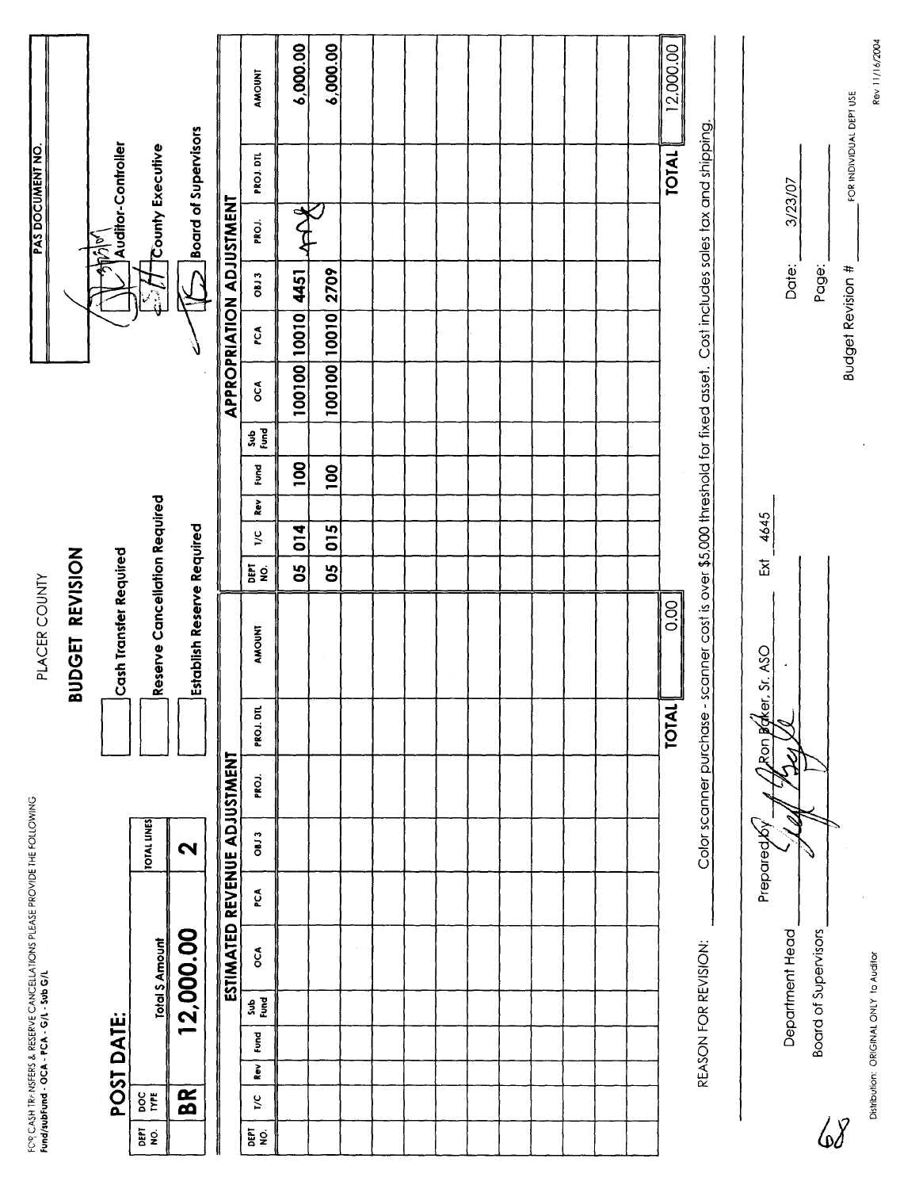FOR CASH TRANSFERS & RESERVE CANCELLATIONS PLEASE PROVIDE THE FOLLOWING
Fund/subFund - OCA - PCA - G/L - Sub G/L

PLACER COUNTY

# BUDGET REVISION

PAS DOCUMENT NO.

## POST DATE:

| DEPT NO. | DOC TYPE | Total $ Amount | TOTAL LINES |
|---|---|---|---|
| | BR | 12,000.00 | 2 |

- [ ] Cash Transfer Required
- [ ] Reserve Cancellation Required
- [ ] Establish Reserve Required

- [x] Auditor-Controller
- [x] County Executive
- [x] Board of Supervisors

### ESTIMATED REVENUE ADJUSTMENT

| DEPT NO. | T/C | Rev | Fund | Sub Fund | OCA | PCA | OBJ 3 | PROJ. | PROJ. DTL | AMOUNT |
|---|---|---|---|---|---|---|---|---|---|---|
| | | | | | | | | | **TOTAL** | 0.00 |

### APPROPRIATION ADJUSTMENT

| DEPT NO. | T/C | Rev | Fund | Sub Fund | OCA | PCA | OBJ 3 | PROJ. | PROJ. DTL | AMOUNT |
|---|---|---|---|---|---|---|---|---|---|---|
| 05 | 014 | | 100 | | 100100 | 10010 | 4451 | | | 6,000.00 |
| 05 | 015 | | 100 | | 100100 | 10010 | 2709 | | | 6,000.00 |
| | | | | | | | | | **TOTAL** | 12,000.00 |

REASON FOR REVISION: Color scanner purchase - scanner cost is over $5,000 threshold for fixed asset. Cost includes sales tax and shipping.

Prepared by Ron Baker, Sr. ASO Ext 4645

Department Head

Board of Supervisors

Date: 3/23/07

Page:

Budget Revision # ______ FOR INDIVIDUAL DEPT USE

Distribution: ORIGINAL ONLY to Auditor

Rev 11/16/2004